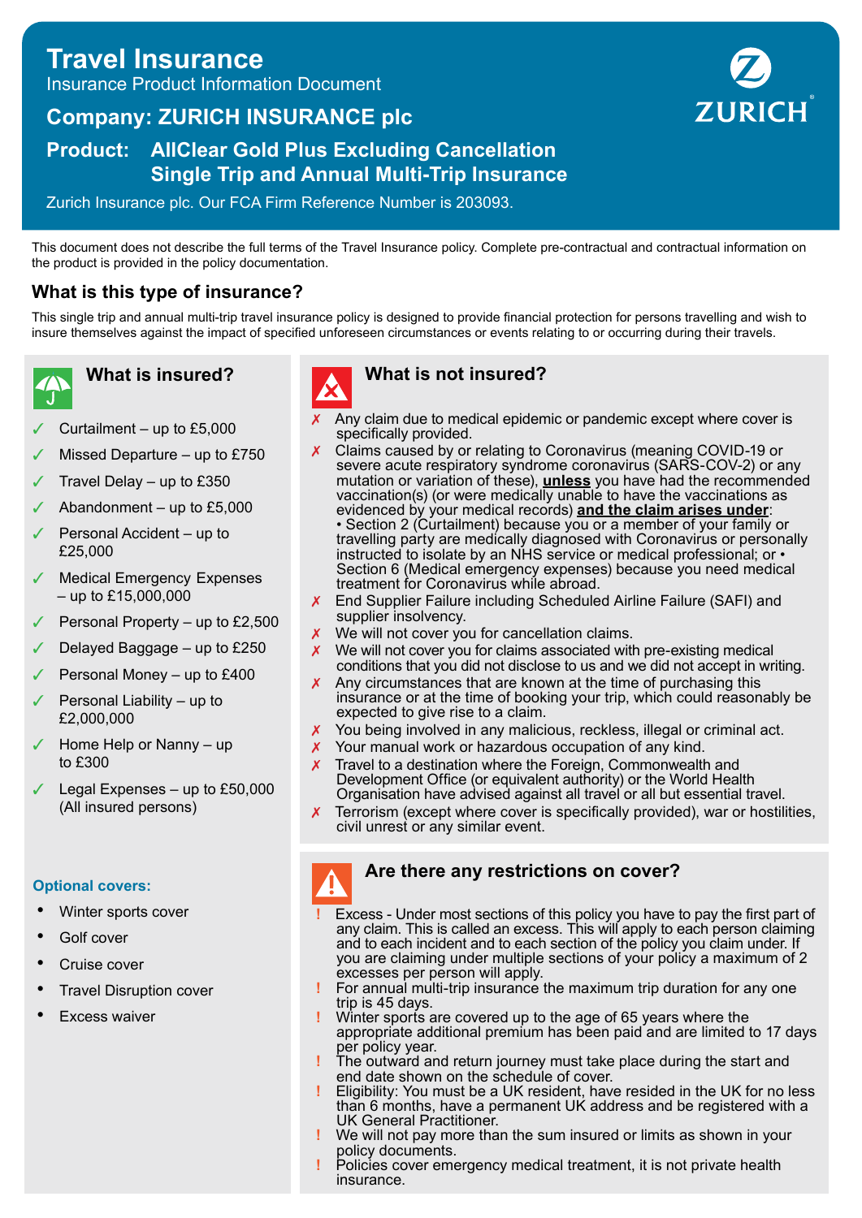# Travel Insurance

Insurance Product Information Document

## Company: ZURICH INSURANCE plc

## Product: AllClear Gold Plus Excluding Cancellation Single Trip and Annual Multi-Trip Insurance

Zurich Insurance plc. Our FCA Firm Reference Number is 203093.

This document does not describe the full terms of the Travel Insurance policy. Complete pre-contractual and contractual information on the product is provided in the policy documentation.

## What is this type of insurance?

This single trip and annual multi-trip travel insurance policy is designed to provide financial protection for persons travelling and wish to insure themselves against the impact of specified unforeseen circumstances or events relating to or occurring during their travels.

### What is insured?

- ✓ Curtailment – up to £5,000
- ✓ Missed Departure – up to £750
- ✓ Travel Delay – up to £350
- ✓ Abandonment – up to £5,000
- ✓ Personal Accident – up to £25,000
- ✓ Medical Emergency Expenses – up to £15,000,000
- ✓ Personal Property – up to £2,500
- ✓ Delayed Baggage – up to £250
- ✓ Personal Money – up to £400
- ✓ Personal Liability – up to £2,000,000
- ✓ Home Help or Nanny – up to £300
- ✓ Legal Expenses – up to £50,000 (All insured persons)

**Optional covers:**

- Winter sports cover
- Golf cover
- Cruise cover
- Travel Disruption cover
- Excess waiver

### What is not insured?

- ✗ Any claim due to medical epidemic or pandemic except where cover is specifically provided.
- ✗ Claims caused by or relating to Coronavirus (meaning COVID-19 or severe acute respiratory syndrome coronavirus (SARS-COV-2) or any mutation or variation of these), **unless** you have had the recommended vaccination(s) (or were medically unable to have the vaccinations as evidenced by your medical records) **and the claim arises under**:
  • Section 2 (Curtailment) because you or a member of your family or travelling party are medically diagnosed with Coronavirus or personally instructed to isolate by an NHS service or medical professional; or • Section 6 (Medical emergency expenses) because you need medical treatment for Coronavirus while abroad.
- ✗ End Supplier Failure including Scheduled Airline Failure (SAFI) and supplier insolvency.
- ✗ We will not cover you for cancellation claims.
- ✗ We will not cover you for claims associated with pre-existing medical conditions that you did not disclose to us and we did not accept in writing.
- ✗ Any circumstances that are known at the time of purchasing this insurance or at the time of booking your trip, which could reasonably be expected to give rise to a claim.
- ✗ You being involved in any malicious, reckless, illegal or criminal act.
- ✗ Your manual work or hazardous occupation of any kind.
- ✗ Travel to a destination where the Foreign, Commonwealth and Development Office (or equivalent authority) or the World Health Organisation have advised against all travel or all but essential travel.
- ✗ Terrorism (except where cover is specifically provided), war or hostilities, civil unrest or any similar event.

### Are there any restrictions on cover?

- ! Excess - Under most sections of this policy you have to pay the first part of any claim. This is called an excess. This will apply to each person claiming and to each incident and to each section of the policy you claim under. If you are claiming under multiple sections of your policy a maximum of 2 excesses per person will apply.
- ! For annual multi-trip insurance the maximum trip duration for any one trip is 45 days.
- ! Winter sports are covered up to the age of 65 years where the appropriate additional premium has been paid and are limited to 17 days per policy year.
- ! The outward and return journey must take place during the start and end date shown on the schedule of cover.
- ! Eligibility: You must be a UK resident, have resided in the UK for no less than 6 months, have a permanent UK address and be registered with a UK General Practitioner.
- ! We will not pay more than the sum insured or limits as shown in your policy documents.
- ! Policies cover emergency medical treatment, it is not private health insurance.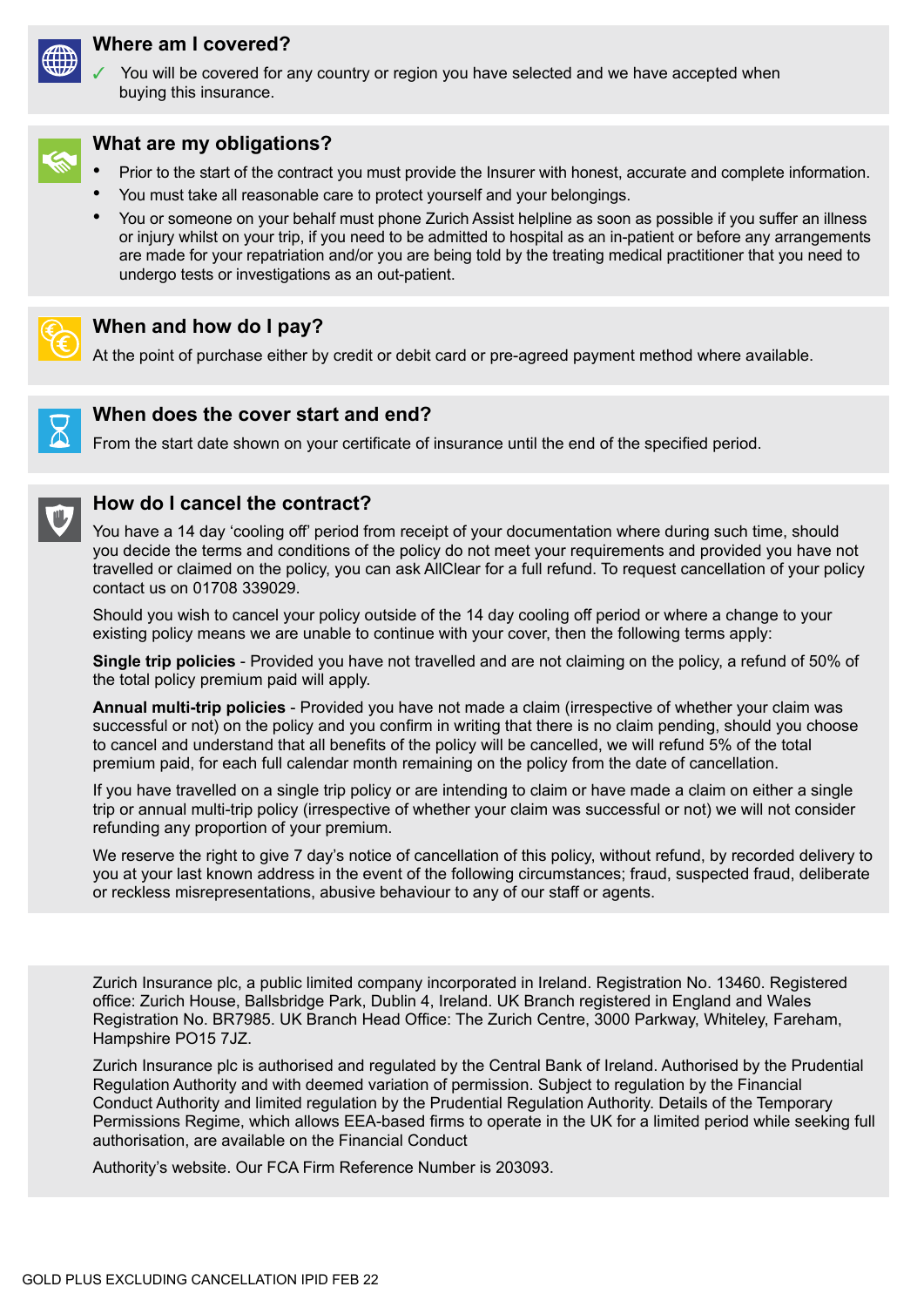## Where am I covered?

- ✓ You will be covered for any country or region you have selected and we have accepted when buying this insurance.

## What are my obligations?

- Prior to the start of the contract you must provide the Insurer with honest, accurate and complete information.
- You must take all reasonable care to protect yourself and your belongings.
- You or someone on your behalf must phone Zurich Assist helpline as soon as possible if you suffer an illness or injury whilst on your trip, if you need to be admitted to hospital as an in-patient or before any arrangements are made for your repatriation and/or you are being told by the treating medical practitioner that you need to undergo tests or investigations as an out-patient.

## When and how do I pay?

At the point of purchase either by credit or debit card or pre-agreed payment method where available.

## When does the cover start and end?

From the start date shown on your certificate of insurance until the end of the specified period.

## How do I cancel the contract?

You have a 14 day 'cooling off' period from receipt of your documentation where during such time, should you decide the terms and conditions of the policy do not meet your requirements and provided you have not travelled or claimed on the policy, you can ask AllClear for a full refund. To request cancellation of your policy contact us on 01708 339029.

Should you wish to cancel your policy outside of the 14 day cooling off period or where a change to your existing policy means we are unable to continue with your cover, then the following terms apply:

**Single trip policies** - Provided you have not travelled and are not claiming on the policy, a refund of 50% of the total policy premium paid will apply.

**Annual multi-trip policies** - Provided you have not made a claim (irrespective of whether your claim was successful or not) on the policy and you confirm in writing that there is no claim pending, should you choose to cancel and understand that all benefits of the policy will be cancelled, we will refund 5% of the total premium paid, for each full calendar month remaining on the policy from the date of cancellation.

If you have travelled on a single trip policy or are intending to claim or have made a claim on either a single trip or annual multi-trip policy (irrespective of whether your claim was successful or not) we will not consider refunding any proportion of your premium.

We reserve the right to give 7 day's notice of cancellation of this policy, without refund, by recorded delivery to you at your last known address in the event of the following circumstances; fraud, suspected fraud, deliberate or reckless misrepresentations, abusive behaviour to any of our staff or agents.

Zurich Insurance plc, a public limited company incorporated in Ireland. Registration No. 13460. Registered office: Zurich House, Ballsbridge Park, Dublin 4, Ireland. UK Branch registered in England and Wales Registration No. BR7985. UK Branch Head Office: The Zurich Centre, 3000 Parkway, Whiteley, Fareham, Hampshire PO15 7JZ.

Zurich Insurance plc is authorised and regulated by the Central Bank of Ireland. Authorised by the Prudential Regulation Authority and with deemed variation of permission. Subject to regulation by the Financial Conduct Authority and limited regulation by the Prudential Regulation Authority. Details of the Temporary Permissions Regime, which allows EEA-based firms to operate in the UK for a limited period while seeking full authorisation, are available on the Financial Conduct

Authority's website. Our FCA Firm Reference Number is 203093.

GOLD PLUS EXCLUDING CANCELLATION IPID FEB 22